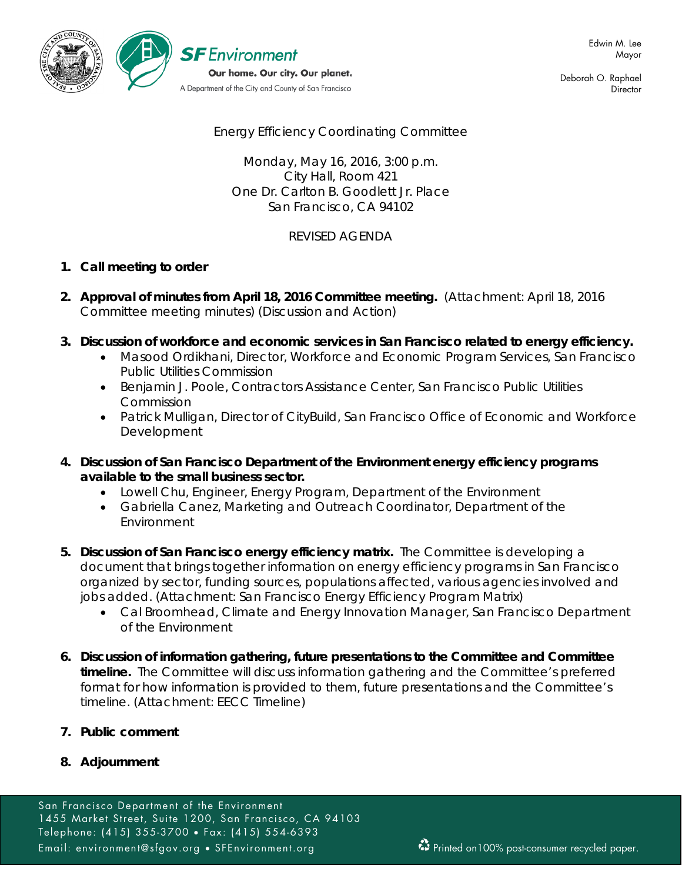SF Environment

Our home. Our city. Our planet.

A Department of the City and County of San Francisco

Edwin M. Lee
Mayor

Deborah O. Raphael
Director

Energy Efficiency Coordinating Committee

Monday, May 16, 2016, 3:00 p.m.
City Hall, Room 421
One Dr. Carlton B. Goodlett Jr. Place
San Francisco, CA 94102

REVISED AGENDA

1. **Call meeting to order**

2. **Approval of minutes from April 18, 2016 Committee meeting.** (Attachment: April 18, 2016 Committee meeting minutes) (Discussion and Action)

3. **Discussion of workforce and economic services in San Francisco related to energy efficiency.**
   - Masood Ordikhani, Director, Workforce and Economic Program Services, San Francisco Public Utilities Commission
   - Benjamin J. Poole, Contractors Assistance Center, San Francisco Public Utilities Commission
   - Patrick Mulligan, Director of CityBuild, San Francisco Office of Economic and Workforce Development

4. **Discussion of San Francisco Department of the Environment energy efficiency programs available to the small business sector.**
   - Lowell Chu, Engineer, Energy Program, Department of the Environment
   - Gabriella Canez, Marketing and Outreach Coordinator, Department of the Environment

5. **Discussion of San Francisco energy efficiency matrix.** The Committee is developing a document that brings together information on energy efficiency programs in San Francisco organized by sector, funding sources, populations affected, various agencies involved and jobs added. (Attachment: San Francisco Energy Efficiency Program Matrix)
   - Cal Broomhead, Climate and Energy Innovation Manager, San Francisco Department of the Environment

6. **Discussion of information gathering, future presentations to the Committee and Committee timeline.** The Committee will discuss information gathering and the Committee's preferred format for how information is provided to them, future presentations and the Committee's timeline. (Attachment: EECC Timeline)

7. **Public comment**

8. **Adjournment**

San Francisco Department of the Environment
1455 Market Street, Suite 1200, San Francisco, CA 94103
Telephone: (415) 355-3700 • Fax: (415) 554-6393
Email: environment@sfgov.org • SFEnvironment.org

Printed on 100% post-consumer recycled paper.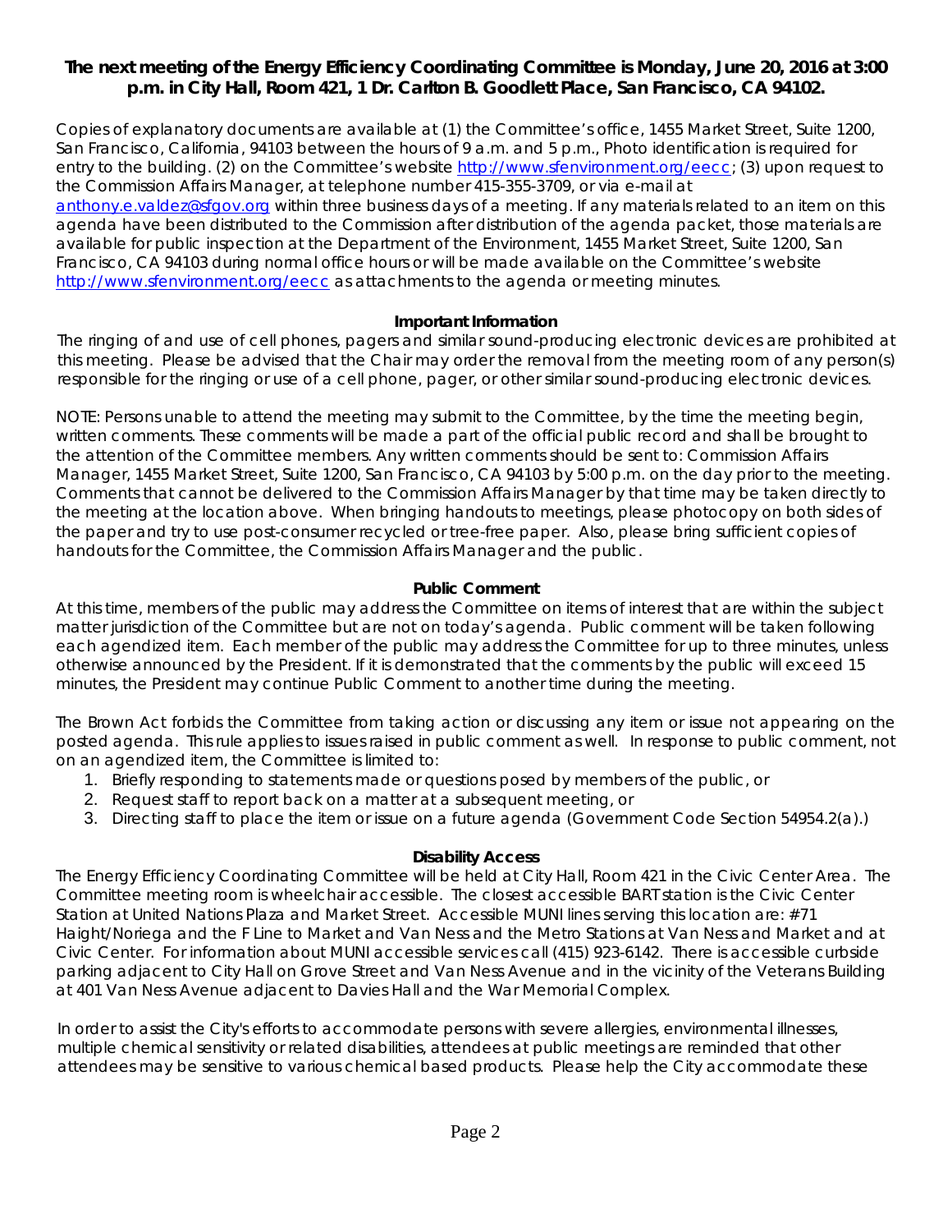**The next meeting of the Energy Efficiency Coordinating Committee is Monday, June 20, 2016 at 3:00 p.m. in City Hall, Room 421, 1 Dr. Carlton B. Goodlett Place, San Francisco, CA 94102.**

Copies of explanatory documents are available at (1) the Committee's office, 1455 Market Street, Suite 1200, San Francisco, California, 94103 between the hours of 9 a.m. and 5 p.m., Photo identification is required for entry to the building. (2) on the Committee's website http://www.sfenvironment.org/eecc; (3) upon request to the Commission Affairs Manager, at telephone number 415-355-3709, or via e-mail at anthony.e.valdez@sfgov.org within three business days of a meeting. If any materials related to an item on this agenda have been distributed to the Commission after distribution of the agenda packet, those materials are available for public inspection at the Department of the Environment, 1455 Market Street, Suite 1200, San Francisco, CA 94103 during normal office hours or will be made available on the Committee's website http://www.sfenvironment.org/eecc as attachments to the agenda or meeting minutes.

**Important Information**

The ringing of and use of cell phones, pagers and similar sound-producing electronic devices are prohibited at this meeting. Please be advised that the Chair may order the removal from the meeting room of any person(s) responsible for the ringing or use of a cell phone, pager, or other similar sound-producing electronic devices.

NOTE: Persons unable to attend the meeting may submit to the Committee, by the time the meeting begin, written comments. These comments will be made a part of the official public record and shall be brought to the attention of the Committee members. Any written comments should be sent to: Commission Affairs Manager, 1455 Market Street, Suite 1200, San Francisco, CA 94103 by 5:00 p.m. on the day prior to the meeting. Comments that cannot be delivered to the Commission Affairs Manager by that time may be taken directly to the meeting at the location above. When bringing handouts to meetings, please photocopy on both sides of the paper and try to use post-consumer recycled or tree-free paper. Also, please bring sufficient copies of handouts for the Committee, the Commission Affairs Manager and the public.

**Public Comment**

At this time, members of the public may address the Committee on items of interest that are within the subject matter jurisdiction of the Committee but are not on today's agenda. Public comment will be taken following each agendized item. Each member of the public may address the Committee for up to three minutes, unless otherwise announced by the President. If it is demonstrated that the comments by the public will exceed 15 minutes, the President may continue Public Comment to another time during the meeting.

The Brown Act forbids the Committee from taking action or discussing any item or issue not appearing on the posted agenda. This rule applies to issues raised in public comment as well. In response to public comment, not on an agendized item, the Committee is limited to:

1. Briefly responding to statements made or questions posed by members of the public, or
2. Request staff to report back on a matter at a subsequent meeting, or
3. Directing staff to place the item or issue on a future agenda (Government Code Section 54954.2(a).)

**Disability Access**

The Energy Efficiency Coordinating Committee will be held at City Hall, Room 421 in the Civic Center Area. The Committee meeting room is wheelchair accessible. The closest accessible BART station is the Civic Center Station at United Nations Plaza and Market Street. Accessible MUNI lines serving this location are: #71 Haight/Noriega and the F Line to Market and Van Ness and the Metro Stations at Van Ness and Market and at Civic Center. For information about MUNI accessible services call (415) 923-6142. There is accessible curbside parking adjacent to City Hall on Grove Street and Van Ness Avenue and in the vicinity of the Veterans Building at 401 Van Ness Avenue adjacent to Davies Hall and the War Memorial Complex.

In order to assist the City's efforts to accommodate persons with severe allergies, environmental illnesses, multiple chemical sensitivity or related disabilities, attendees at public meetings are reminded that other attendees may be sensitive to various chemical based products. Please help the City accommodate these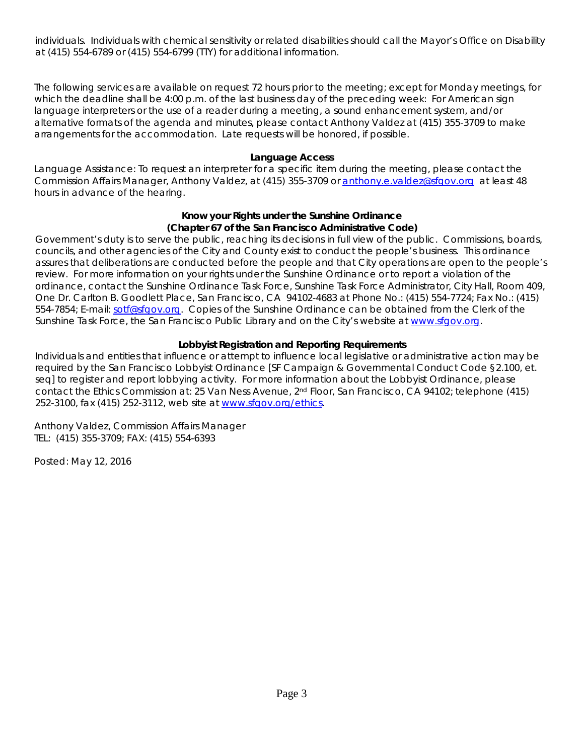individuals. Individuals with chemical sensitivity or related disabilities should call the Mayor's Office on Disability at (415) 554-6789 or (415) 554-6799 (TTY) for additional information.

The following services are available on request 72 hours prior to the meeting; except for Monday meetings, for which the deadline shall be 4:00 p.m. of the last business day of the preceding week: For American sign language interpreters or the use of a reader during a meeting, a sound enhancement system, and/or alternative formats of the agenda and minutes, please contact Anthony Valdez at (415) 355-3709 to make arrangements for the accommodation. Late requests will be honored, if possible.

**Language Access**

Language Assistance: To request an interpreter for a specific item during the meeting, please contact the Commission Affairs Manager, Anthony Valdez, at (415) 355-3709 or anthony.e.valdez@sfgov.org at least 48 hours in advance of the hearing.

**Know your Rights under the Sunshine Ordinance**
**(Chapter 67 of the San Francisco Administrative Code)**

Government's duty is to serve the public, reaching its decisions in full view of the public. Commissions, boards, councils, and other agencies of the City and County exist to conduct the people's business. This ordinance assures that deliberations are conducted before the people and that City operations are open to the people's review. For more information on your rights under the Sunshine Ordinance or to report a violation of the ordinance, contact the Sunshine Ordinance Task Force, Sunshine Task Force Administrator, City Hall, Room 409, One Dr. Carlton B. Goodlett Place, San Francisco, CA 94102-4683 at Phone No.: (415) 554-7724; Fax No.: (415) 554-7854; E-mail: sotf@sfgov.org. Copies of the Sunshine Ordinance can be obtained from the Clerk of the Sunshine Task Force, the San Francisco Public Library and on the City's website at www.sfgov.org.

**Lobbyist Registration and Reporting Requirements**

Individuals and entities that influence or attempt to influence local legislative or administrative action may be required by the San Francisco Lobbyist Ordinance [SF Campaign & Governmental Conduct Code §2.100, et. seq] to register and report lobbying activity. For more information about the Lobbyist Ordinance, please contact the Ethics Commission at: 25 Van Ness Avenue, 2nd Floor, San Francisco, CA 94102; telephone (415) 252-3100, fax (415) 252-3112, web site at www.sfgov.org/ethics.

Anthony Valdez, Commission Affairs Manager
TEL: (415) 355-3709; FAX: (415) 554-6393

Posted: May 12, 2016